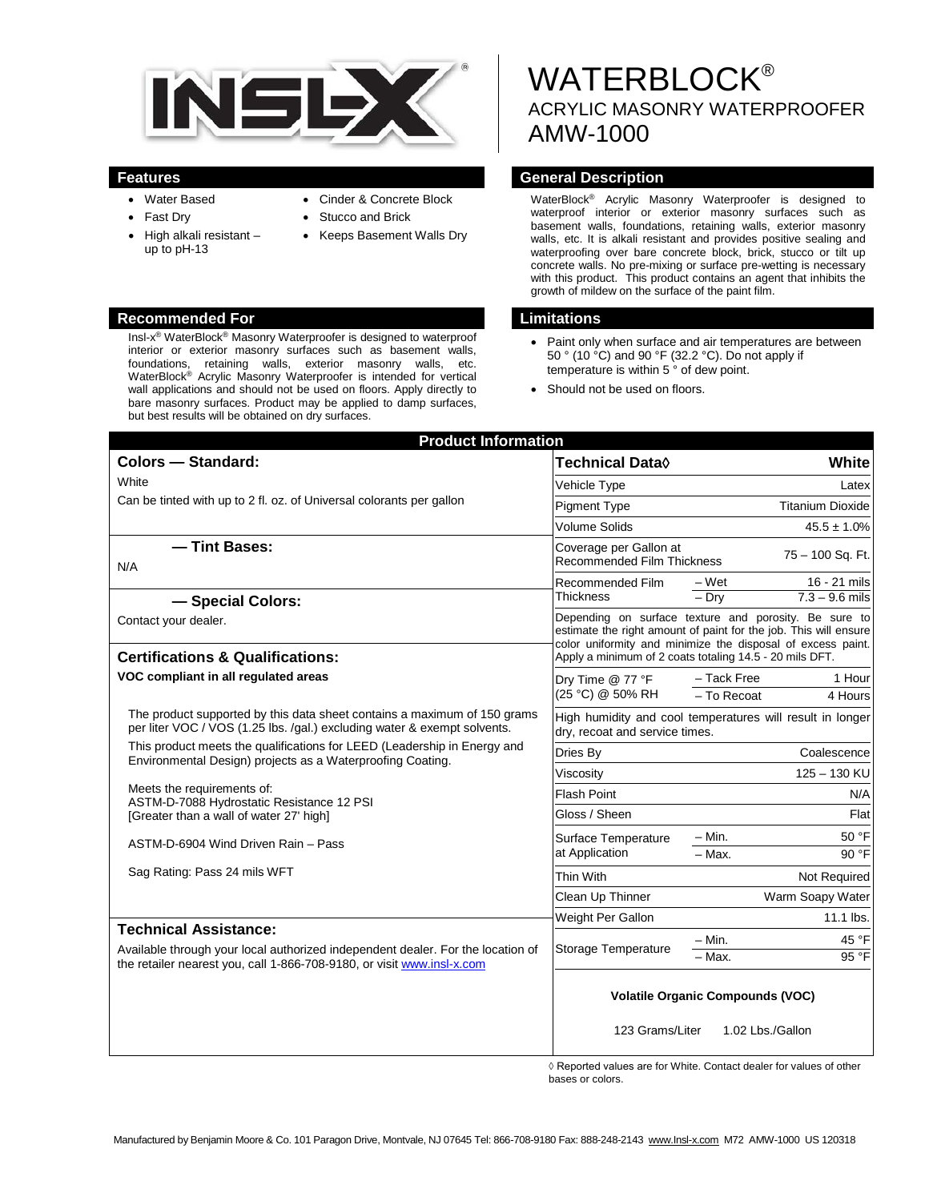# WATERBLOCK®

## ACRYLIC MASONRY WATERPROOFER
## AMW-1000

### Features

- Water Based
- Fast Dry
- High alkali resistant – up to pH-13
- Cinder & Concrete Block
- Stucco and Brick
- Keeps Basement Walls Dry

### General Description

WaterBlock® Acrylic Masonry Waterproofer is designed to waterproof interior or exterior masonry surfaces such as basement walls, foundations, retaining walls, exterior masonry walls, etc. It is alkali resistant and provides positive sealing and waterproofing over bare concrete block, brick, stucco or tilt up concrete walls. No pre-mixing or surface pre-wetting is necessary with this product. This product contains an agent that inhibits the growth of mildew on the surface of the paint film.

### Recommended For

Insl-x® WaterBlock® Masonry Waterproofer is designed to waterproof interior or exterior masonry surfaces such as basement walls, foundations, retaining walls, exterior masonry walls, etc. WaterBlock® Acrylic Masonry Waterproofer is intended for vertical wall applications and should not be used on floors. Apply directly to bare masonry surfaces. Product may be applied to damp surfaces, but best results will be obtained on dry surfaces.

### Limitations

- Paint only when surface and air temperatures are between 50 ° (10 °C) and 90 °F (32.2 °C). Do not apply if temperature is within 5 ° of dew point.
- Should not be used on floors.

## Product Information

### Colors — Standard:

White

Can be tinted with up to 2 fl. oz. of Universal colorants per gallon

### — Tint Bases:

N/A

### — Special Colors:

Contact your dealer.

### Certifications & Qualifications:

**VOC compliant in all regulated areas**

The product supported by this data sheet contains a maximum of 150 grams per liter VOC / VOS (1.25 lbs. /gal.) excluding water & exempt solvents.

This product meets the qualifications for LEED (Leadership in Energy and Environmental Design) projects as a Waterproofing Coating.

Meets the requirements of:
ASTM-D-7088 Hydrostatic Resistance 12 PSI
[Greater than a wall of water 27' high]

ASTM-D-6904 Wind Driven Rain – Pass

Sag Rating: Pass 24 mils WFT

### Technical Assistance:

Available through your local authorized independent dealer. For the location of the retailer nearest you, call 1-866-708-9180, or visit www.insl-x.com

| Technical Data◊ | | White |
|---|---|---|
| Vehicle Type | | Latex |
| Pigment Type | | Titanium Dioxide |
| Volume Solids | | 45.5 ± 1.0% |
| Coverage per Gallon at Recommended Film Thickness | | 75 – 100 Sq. Ft. |
| Recommended Film Thickness | – Wet | 16 - 21 mils |
| | – Dry | 7.3 – 9.6 mils |
| Depending on surface texture and porosity. Be sure to estimate the right amount of paint for the job. This will ensure color uniformity and minimize the disposal of excess paint. Apply a minimum of 2 coats totaling 14.5 - 20 mils DFT. | | |
| Dry Time @ 77 °F (25 °C) @ 50% RH | – Tack Free | 1 Hour |
| | – To Recoat | 4 Hours |
| High humidity and cool temperatures will result in longer dry, recoat and service times. | | |
| Dries By | | Coalescence |
| Viscosity | | 125 – 130 KU |
| Flash Point | | N/A |
| Gloss / Sheen | | Flat |
| Surface Temperature at Application | – Min. | 50 °F |
| | – Max. | 90 °F |
| Thin With | | Not Required |
| Clean Up Thinner | | Warm Soapy Water |
| Weight Per Gallon | | 11.1 lbs. |
| Storage Temperature | – Min. | 45 °F |
| | – Max. | 95 °F |

**Volatile Organic Compounds (VOC)**

123 Grams/Liter 1.02 Lbs./Gallon

◊ Reported values are for White. Contact dealer for values of other bases or colors.

Manufactured by Benjamin Moore & Co. 101 Paragon Drive, Montvale, NJ 07645 Tel: 866-708-9180 Fax: 888-248-2143 www.Insl-x.com M72 AMW-1000 US 120318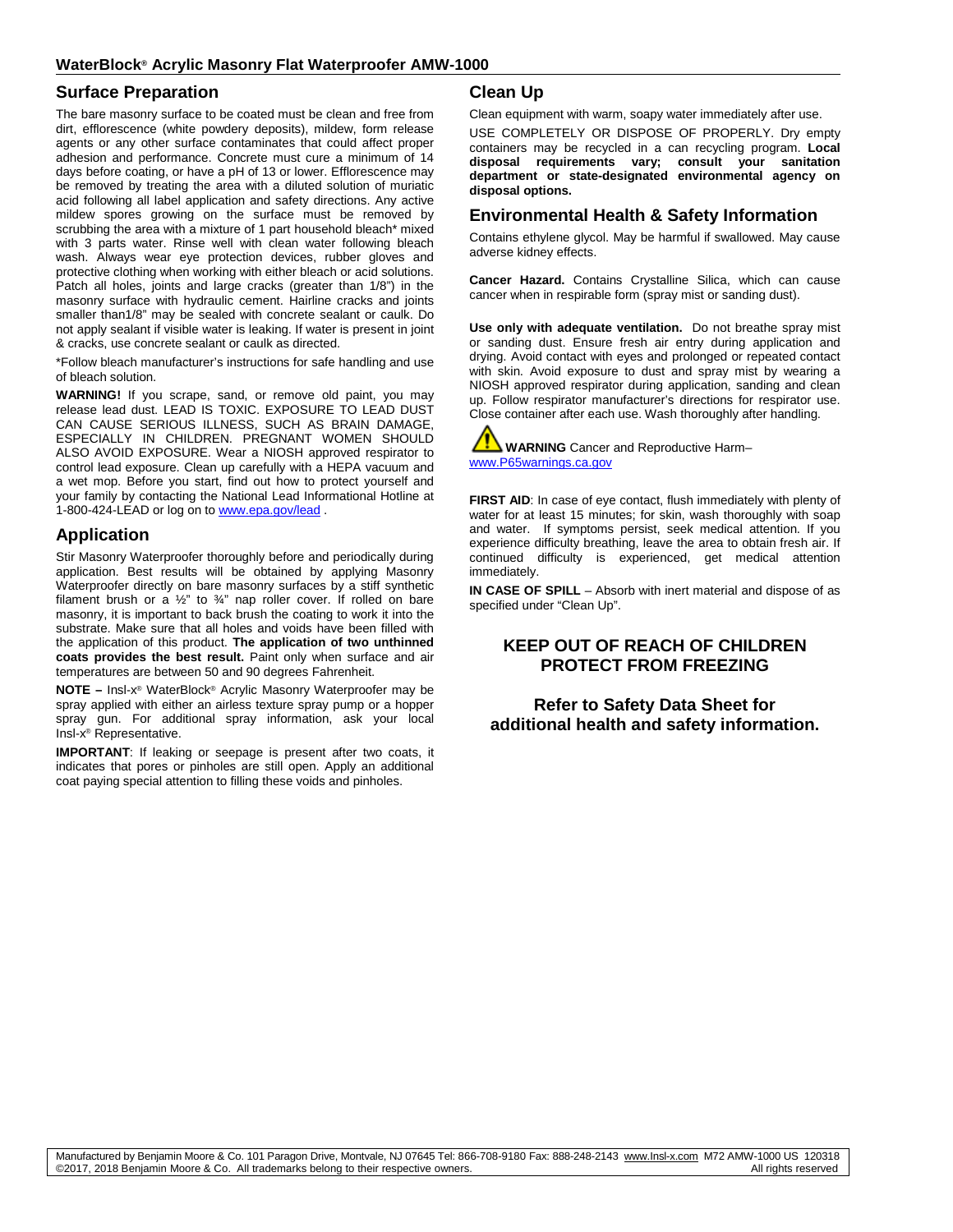# WaterBlock® Acrylic Masonry Flat Waterproofer AMW-1000

## Surface Preparation

The bare masonry surface to be coated must be clean and free from dirt, efflorescence (white powdery deposits), mildew, form release agents or any other surface contaminates that could affect proper adhesion and performance. Concrete must cure a minimum of 14 days before coating, or have a pH of 13 or lower. Efflorescence may be removed by treating the area with a diluted solution of muriatic acid following all label application and safety directions. Any active mildew spores growing on the surface must be removed by scrubbing the area with a mixture of 1 part household bleach* mixed with 3 parts water. Rinse well with clean water following bleach wash. Always wear eye protection devices, rubber gloves and protective clothing when working with either bleach or acid solutions. Patch all holes, joints and large cracks (greater than 1/8") in the masonry surface with hydraulic cement. Hairline cracks and joints smaller than1/8" may be sealed with concrete sealant or caulk. Do not apply sealant if visible water is leaking. If water is present in joint & cracks, use concrete sealant or caulk as directed.

*Follow bleach manufacturer's instructions for safe handling and use of bleach solution.

**WARNING!** If you scrape, sand, or remove old paint, you may release lead dust. LEAD IS TOXIC. EXPOSURE TO LEAD DUST CAN CAUSE SERIOUS ILLNESS, SUCH AS BRAIN DAMAGE, ESPECIALLY IN CHILDREN. PREGNANT WOMEN SHOULD ALSO AVOID EXPOSURE. Wear a NIOSH approved respirator to control lead exposure. Clean up carefully with a HEPA vacuum and a wet mop. Before you start, find out how to protect yourself and your family by contacting the National Lead Informational Hotline at 1-800-424-LEAD or log on to www.epa.gov/lead .

## Application

Stir Masonry Waterproofer thoroughly before and periodically during application. Best results will be obtained by applying Masonry Waterproofer directly on bare masonry surfaces by a stiff synthetic filament brush or a ½" to ¾" nap roller cover. If rolled on bare masonry, it is important to back brush the coating to work it into the substrate. Make sure that all holes and voids have been filled with the application of this product. **The application of two unthinned coats provides the best result.** Paint only when surface and air temperatures are between 50 and 90 degrees Fahrenheit.

**NOTE –** Insl-x® WaterBlock® Acrylic Masonry Waterproofer may be spray applied with either an airless texture spray pump or a hopper spray gun. For additional spray information, ask your local Insl-x® Representative.

**IMPORTANT**: If leaking or seepage is present after two coats, it indicates that pores or pinholes are still open. Apply an additional coat paying special attention to filling these voids and pinholes.

## Clean Up

Clean equipment with warm, soapy water immediately after use.

USE COMPLETELY OR DISPOSE OF PROPERLY. Dry empty containers may be recycled in a can recycling program. **Local disposal requirements vary; consult your sanitation department or state-designated environmental agency on disposal options.**

## Environmental Health & Safety Information

Contains ethylene glycol. May be harmful if swallowed. May cause adverse kidney effects.

**Cancer Hazard.** Contains Crystalline Silica, which can cause cancer when in respirable form (spray mist or sanding dust).

**Use only with adequate ventilation.** Do not breathe spray mist or sanding dust. Ensure fresh air entry during application and drying. Avoid contact with eyes and prolonged or repeated contact with skin. Avoid exposure to dust and spray mist by wearing a NIOSH approved respirator during application, sanding and clean up. Follow respirator manufacturer's directions for respirator use. Close container after each use. Wash thoroughly after handling.

**WARNING** Cancer and Reproductive Harm– www.P65warnings.ca.gov

**FIRST AID**: In case of eye contact, flush immediately with plenty of water for at least 15 minutes; for skin, wash thoroughly with soap and water. If symptoms persist, seek medical attention. If you experience difficulty breathing, leave the area to obtain fresh air. If continued difficulty is experienced, get medical attention immediately.

**IN CASE OF SPILL** – Absorb with inert material and dispose of as specified under "Clean Up".

**KEEP OUT OF REACH OF CHILDREN**
**PROTECT FROM FREEZING**

**Refer to Safety Data Sheet for additional health and safety information.**

Manufactured by Benjamin Moore & Co. 101 Paragon Drive, Montvale, NJ 07645 Tel: 866-708-9180 Fax: 888-248-2143 www.Insl-x.com M72 AMW-1000 US 120318
©2017, 2018 Benjamin Moore & Co. All trademarks belong to their respective owners. All rights reserved